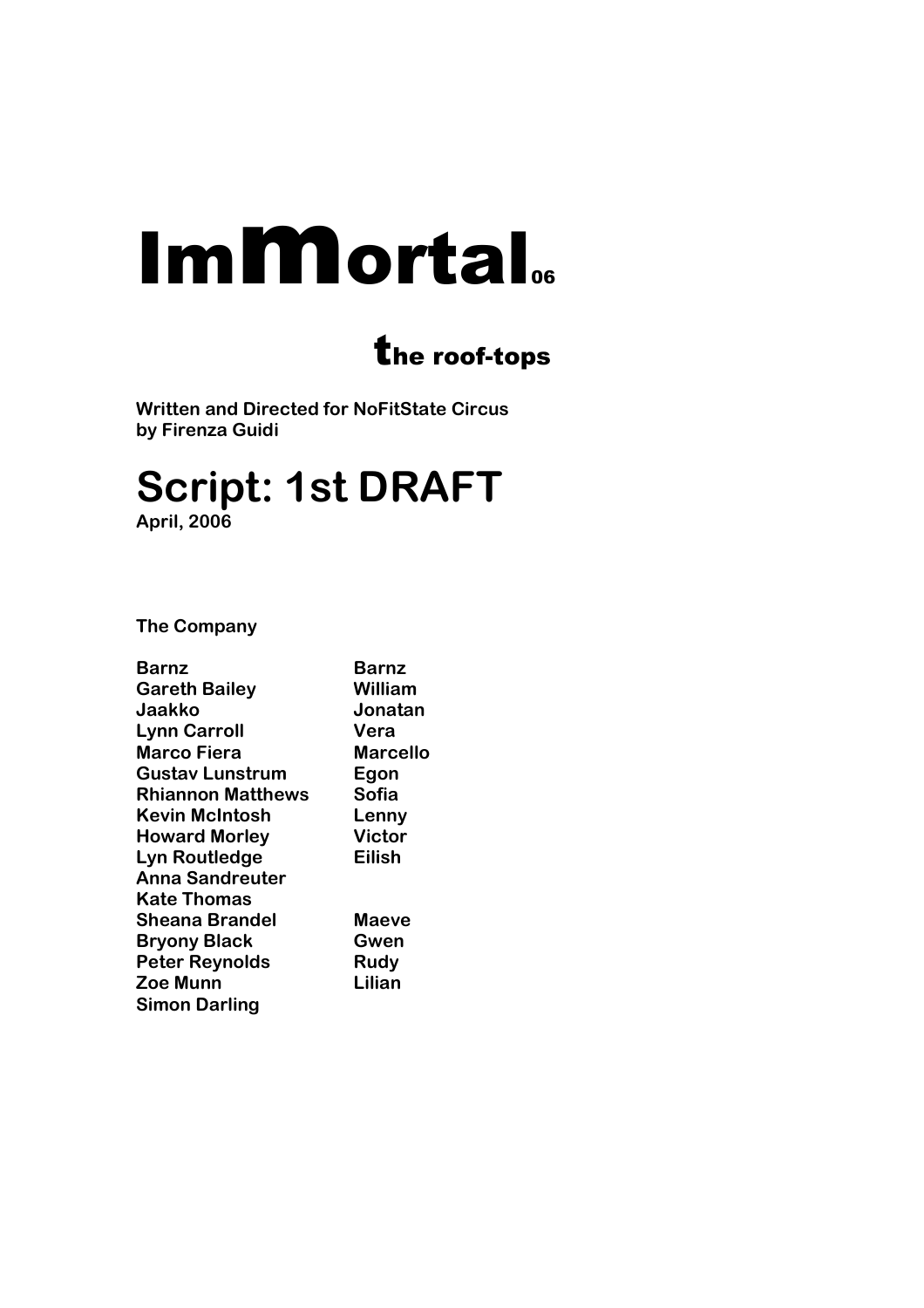# ImMortal06

## the roof-tops

**Written and Directed for NoFitState Circus by Firenza Guidi**

# Script: 1st DRAFT

**April, 2006**

**The Company**

| | |
|---|---|
| **Barnz** | **Barnz** |
| **Gareth Bailey** | **William** |
| **Jaakko** | **Jonatan** |
| **Lynn Carroll** | **Vera** |
| **Marco Fiera** | **Marcello** |
| **Gustav Lunstrum** | **Egon** |
| **Rhiannon Matthews** | **Sofia** |
| **Kevin McIntosh** | **Lenny** |
| **Howard Morley** | **Victor** |
| **Lyn Routledge** | **Eilish** |
| **Anna Sandreuter** | |
| **Kate Thomas** | |
| **Sheana Brandel** | **Maeve** |
| **Bryony Black** | **Gwen** |
| **Peter Reynolds** | **Rudy** |
| **Zoe Munn** | **Lilian** |
| **Simon Darling** | |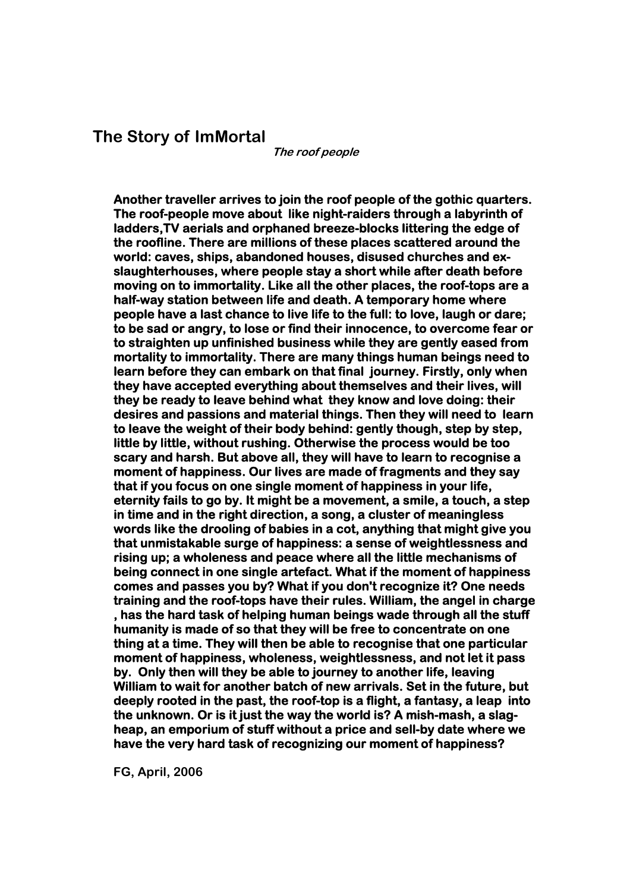## The Story of ImMortal

*The roof people*

**Another traveller arrives to join the roof people of the gothic quarters. The roof-people move about like night-raiders through a labyrinth of ladders,TV aerials and orphaned breeze-blocks littering the edge of the roofline. There are millions of these places scattered around the world: caves, ships, abandoned houses, disused churches and ex-slaughterhouses, where people stay a short while after death before moving on to immortality. Like all the other places, the roof-tops are a half-way station between life and death. A temporary home where people have a last chance to live life to the full: to love, laugh or dare; to be sad or angry, to lose or find their innocence, to overcome fear or to straighten up unfinished business while they are gently eased from mortality to immortality. There are many things human beings need to learn before they can embark on that final journey. Firstly, only when they have accepted everything about themselves and their lives, will they be ready to leave behind what they know and love doing: their desires and passions and material things. Then they will need to learn to leave the weight of their body behind: gently though, step by step, little by little, without rushing. Otherwise the process would be too scary and harsh. But above all, they will have to learn to recognise a moment of happiness. Our lives are made of fragments and they say that if you focus on one single moment of happiness in your life, eternity fails to go by. It might be a movement, a smile, a touch, a step in time and in the right direction, a song, a cluster of meaningless words like the drooling of babies in a cot, anything that might give you that unmistakable surge of happiness: a sense of weightlessness and rising up; a wholeness and peace where all the little mechanisms of being connect in one single artefact. What if the moment of happiness comes and passes you by? What if you don't recognize it? One needs training and the roof-tops have their rules. William, the angel in charge , has the hard task of helping human beings wade through all the stuff humanity is made of so that they will be free to concentrate on one thing at a time. They will then be able to recognise that one particular moment of happiness, wholeness, weightlessness, and not let it pass by. Only then will they be able to journey to another life, leaving William to wait for another batch of new arrivals. Set in the future, but deeply rooted in the past, the roof-top is a flight, a fantasy, a leap into the unknown. Or is it just the way the world is? A mish-mash, a slag-heap, an emporium of stuff without a price and sell-by date where we have the very hard task of recognizing our moment of happiness?**

**FG, April, 2006**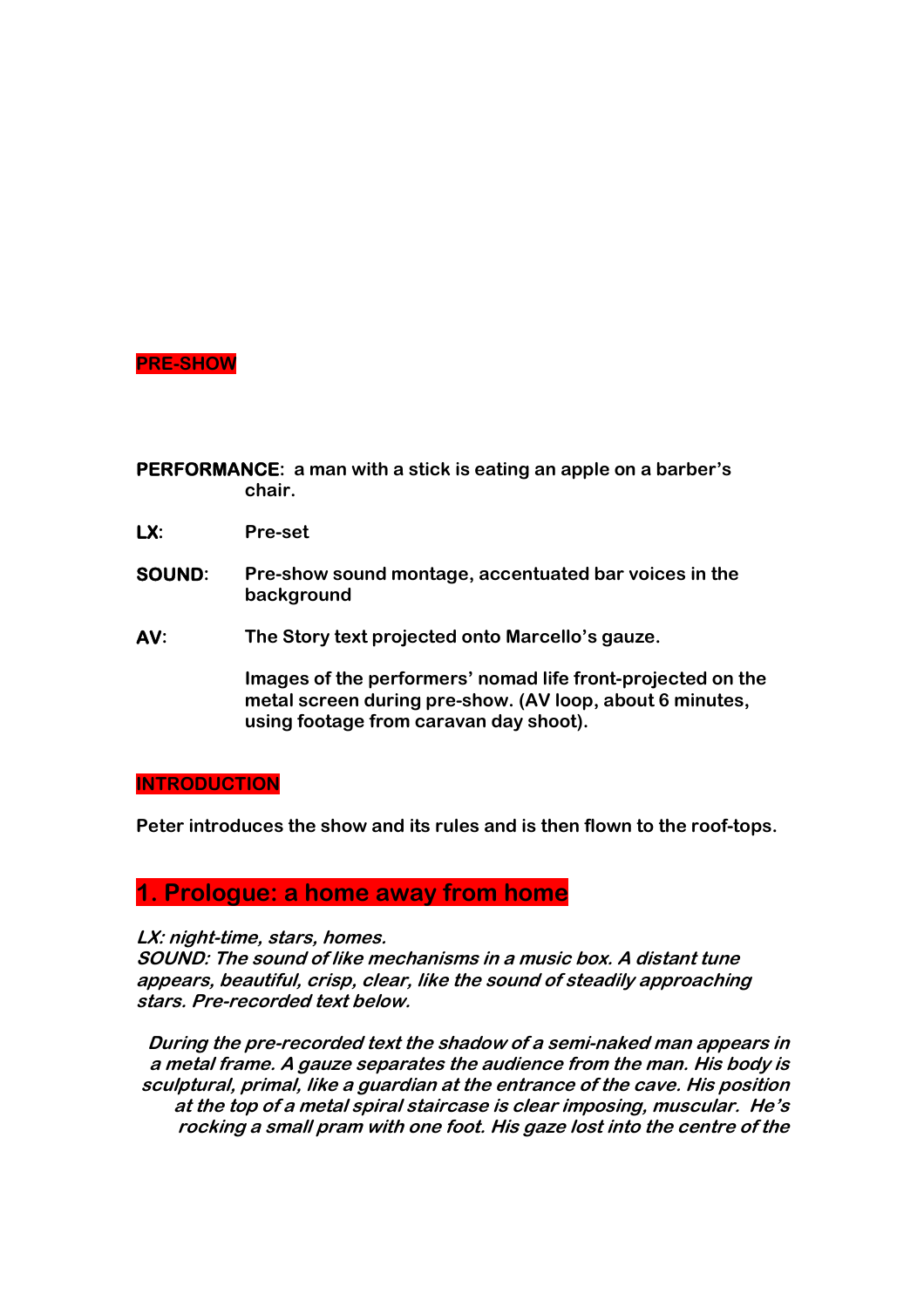## PRE-SHOW

**PERFORMANCE**: a man with a stick is eating an apple on a barber's chair.

**LX**: Pre-set

**SOUND**: Pre-show sound montage, accentuated bar voices in the background

**AV**: The Story text projected onto Marcello's gauze.

Images of the performers' nomad life front-projected on the metal screen during pre-show. (AV loop, about 6 minutes, using footage from caravan day shoot).

## INTRODUCTION

Peter introduces the show and its rules and is then flown to the roof-tops.

## 1. Prologue: a home away from home

*LX: night-time, stars, homes.*
*SOUND: The sound of like mechanisms in a music box. A distant tune appears, beautiful, crisp, clear, like the sound of steadily approaching stars. Pre-recorded text below.*

*During the pre-recorded text the shadow of a semi-naked man appears in a metal frame. A gauze separates the audience from the man. His body is sculptural, primal, like a guardian at the entrance of the cave. His position at the top of a metal spiral staircase is clear imposing, muscular. He's rocking a small pram with one foot. His gaze lost into the centre of the*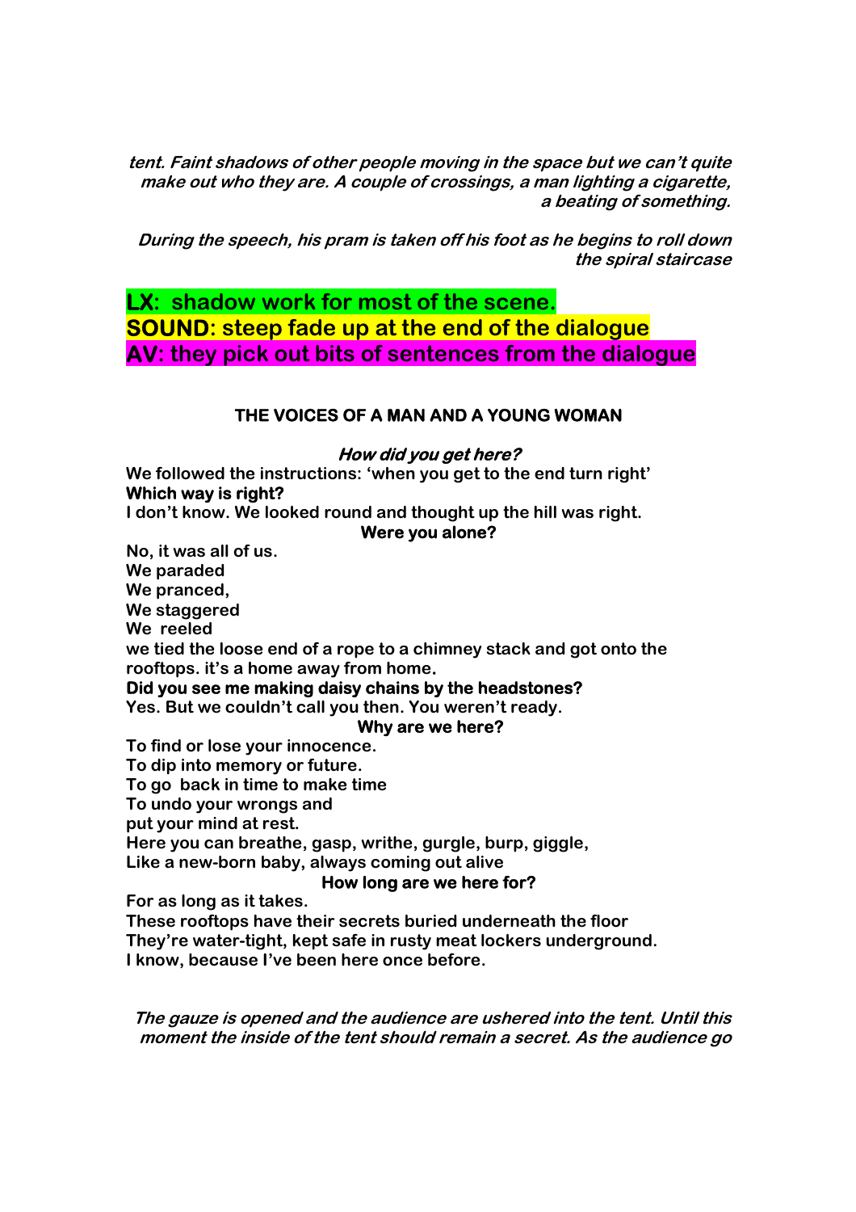*tent. Faint shadows of other people moving in the space but we can't quite make out who they are. A couple of crossings, a man lighting a cigarette, a beating of something.*

*During the speech, his pram is taken off his foot as he begins to roll down the spiral staircase*

**LX: shadow work for most of the scene.**
**SOUND: steep fade up at the end of the dialogue**
**AV: they pick out bits of sentences from the dialogue**

**THE VOICES OF A MAN AND A YOUNG WOMAN**

***How did you get here?***
We followed the instructions: 'when you get to the end turn right'
**Which way is right?**
I don't know. We looked round and thought up the hill was right.
**Were you alone?**
No, it was all of us.
We paraded
We pranced,
We staggered
We reeled
we tied the loose end of a rope to a chimney stack and got onto the rooftops. it's a home away from home.
**Did you see me making daisy chains by the headstones?**
Yes. But we couldn't call you then. You weren't ready.
**Why are we here?**
To find or lose your innocence.
To dip into memory or future.
To go back in time to make time
To undo your wrongs and
put your mind at rest.
Here you can breathe, gasp, writhe, gurgle, burp, giggle,
Like a new-born baby, always coming out alive
**How long are we here for?**
For as long as it takes.
These rooftops have their secrets buried underneath the floor
They're water-tight, kept safe in rusty meat lockers underground.
I know, because I've been here once before.

*The gauze is opened and the audience are ushered into the tent. Until this moment the inside of the tent should remain a secret. As the audience go*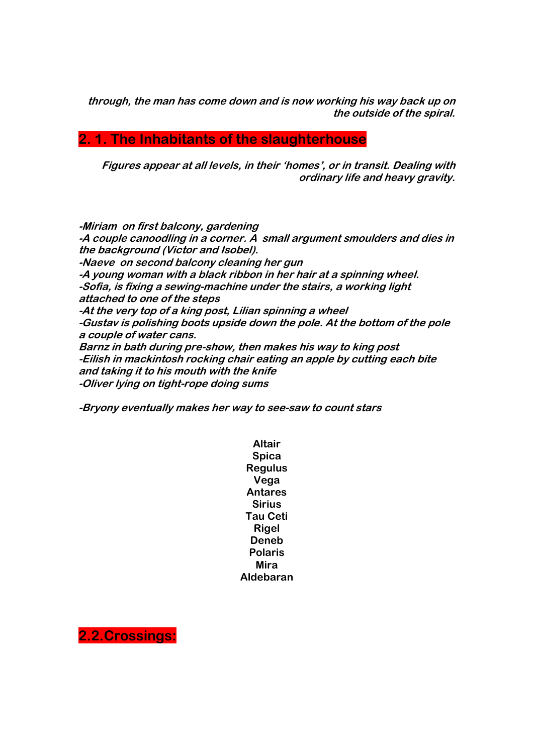*through, the man has come down and is now working his way back up on the outside of the spiral.*

## 2. 1. The Inhabitants of the slaughterhouse

*Figures appear at all levels, in their 'homes', or in transit. Dealing with ordinary life and heavy gravity.*

*-Miriam on first balcony, gardening*
*-A couple canoodling in a corner. A small argument smoulders and dies in the background (Victor and Isobel).*
*-Naeve on second balcony cleaning her gun*
*-A young woman with a black ribbon in her hair at a spinning wheel.*
*-Sofia, is fixing a sewing-machine under the stairs, a working light attached to one of the steps*
*-At the very top of a king post, Lilian spinning a wheel*
*-Gustav is polishing boots upside down the pole. At the bottom of the pole a couple of water cans.*
*Barnz in bath during pre-show, then makes his way to king post*
*-Eilish in mackintosh rocking chair eating an apple by cutting each bite and taking it to his mouth with the knife*
*-Oliver lying on tight-rope doing sums*

*-Bryony eventually makes her way to see-saw to count stars*

**Altair**
**Spica**
**Regulus**
**Vega**
**Antares**
**Sirius**
**Tau Ceti**
**Rigel**
**Deneb**
**Polaris**
**Mira**
**Aldebaran**

## 2.2.Crossings: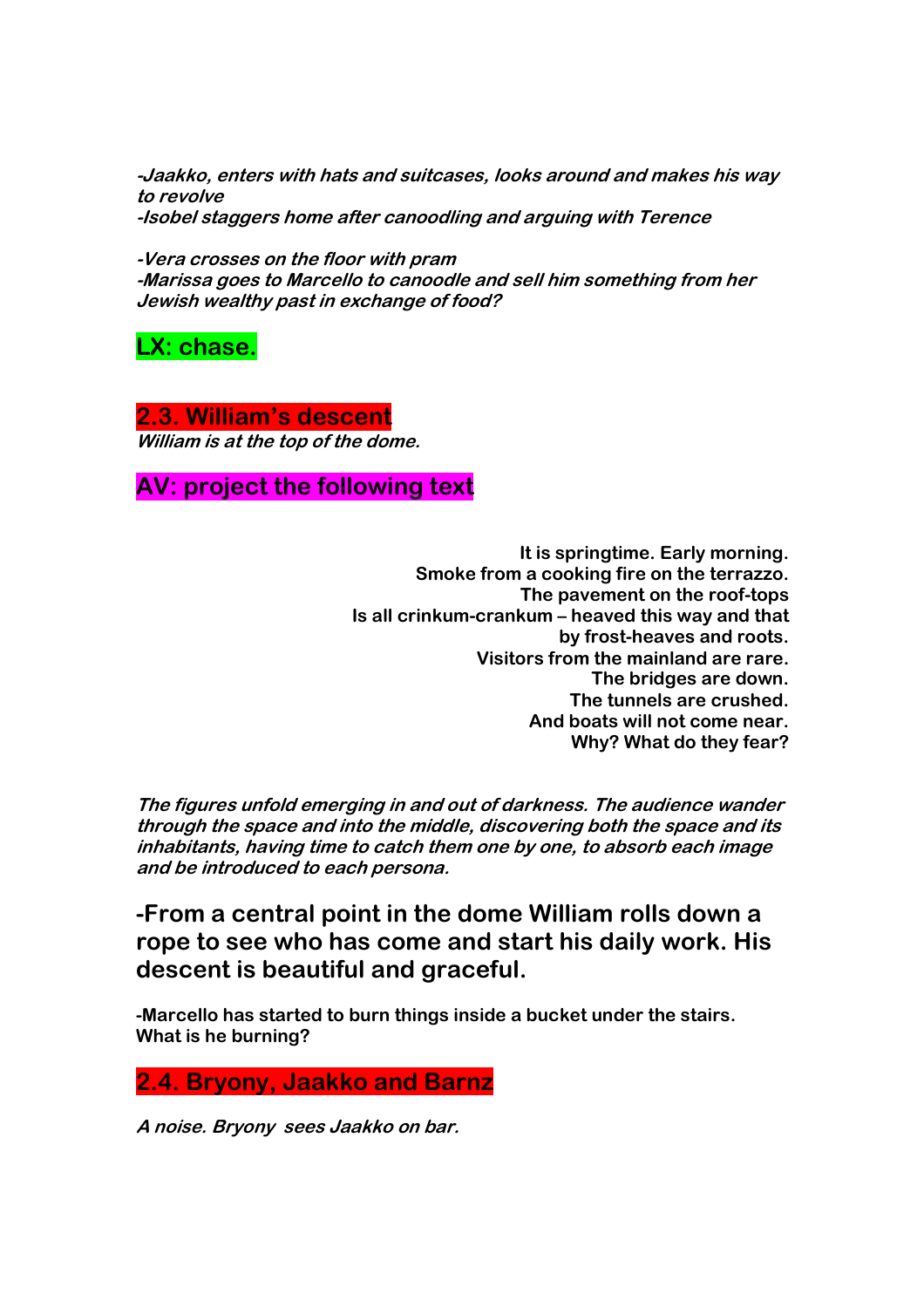***-Jaakko, enters with hats and suitcases, looks around and makes his way to revolve***
***-Isobel staggers home after canoodling and arguing with Terence***

***-Vera crosses on the floor with pram***
***-Marissa goes to Marcello to canoodle and sell him something from her Jewish wealthy past in exchange of food?***

**LX: chase.**

## 2.3. William's descent

***William is at the top of the dome.***

**AV: project the following text**

**It is springtime. Early morning.**
**Smoke from a cooking fire on the terrazzo.**
**The pavement on the roof-tops**
**Is all crinkum-crankum – heaved this way and that**
**by frost-heaves and roots.**
**Visitors from the mainland are rare.**
**The bridges are down.**
**The tunnels are crushed.**
**And boats will not come near.**
**Why? What do they fear?**

***The figures unfold emerging in and out of darkness. The audience wander through the space and into the middle, discovering both the space and its inhabitants, having time to catch them one by one, to absorb each image and be introduced to each persona.***

### -From a central point in the dome William rolls down a rope to see who has come and start his daily work. His descent is beautiful and graceful.

**-Marcello has started to burn things inside a bucket under the stairs. What is he burning?**

## 2.4. Bryony, Jaakko and Barnz

***A noise. Bryony sees Jaakko on bar.***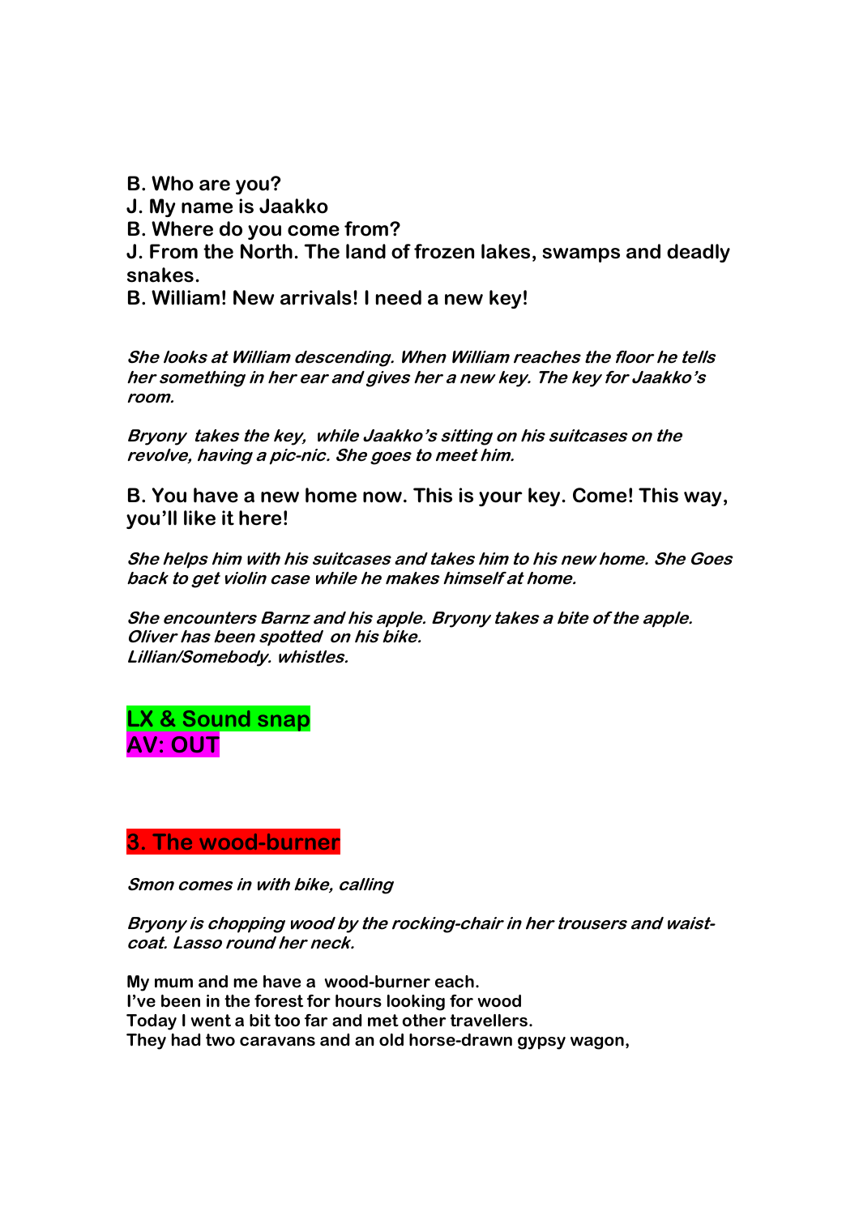**B. Who are you?**
**J. My name is Jaakko**
**B. Where do you come from?**
**J. From the North. The land of frozen lakes, swamps and deadly snakes.**
**B. William! New arrivals! I need a new key!**

***She looks at William descending. When William reaches the floor he tells her something in her ear and gives her a new key. The key for Jaakko's room.***

***Bryony takes the key, while Jaakko's sitting on his suitcases on the revolve, having a pic-nic. She goes to meet him.***

**B. You have a new home now. This is your key. Come! This way, you'll like it here!**

***She helps him with his suitcases and takes him to his new home. She Goes back to get violin case while he makes himself at home.***

***She encounters Barnz and his apple. Bryony takes a bite of the apple. Oliver has been spotted on his bike. Lillian/Somebody. whistles.***

**LX & Sound snap**
**AV: OUT**

## 3. The wood-burner

***Smon comes in with bike, calling***

***Bryony is chopping wood by the rocking-chair in her trousers and waist-coat. Lasso round her neck.***

**My mum and me have a wood-burner each.**
**I've been in the forest for hours looking for wood**
**Today I went a bit too far and met other travellers.**
**They had two caravans and an old horse-drawn gypsy wagon,**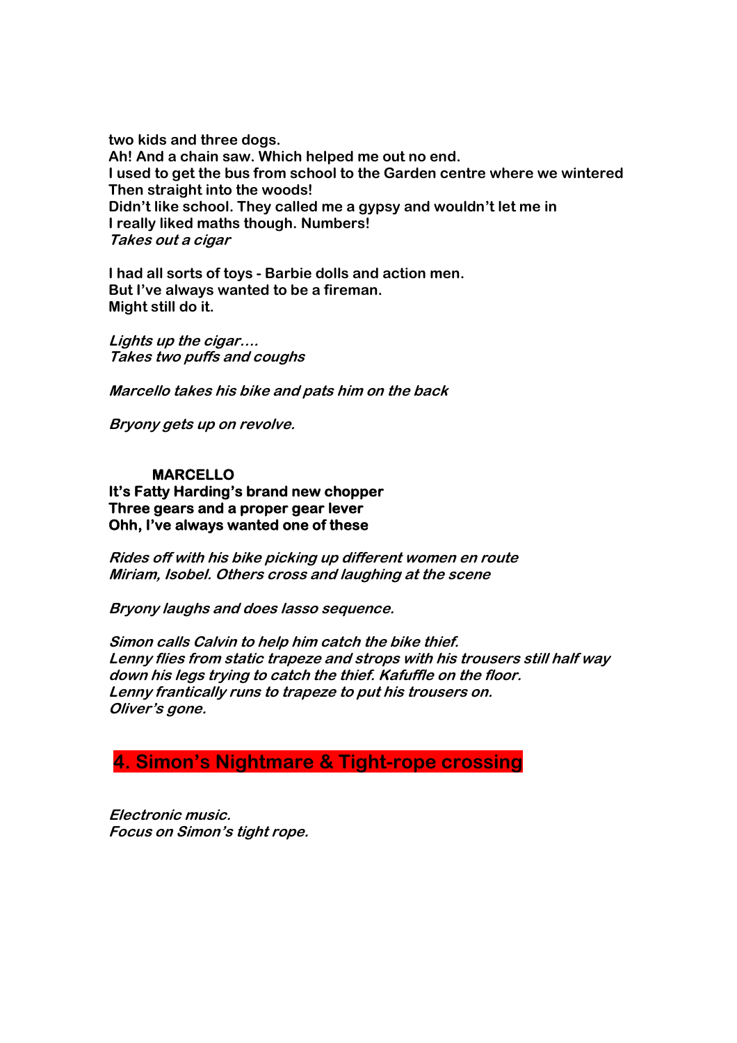**two kids and three dogs.**
**Ah! And a chain saw. Which helped me out no end.**
**I used to get the bus from school to the Garden centre where we wintered**
**Then straight into the woods!**
**Didn't like school. They called me a gypsy and wouldn't let me in**
**I really liked maths though. Numbers!**
***Takes out a cigar***

**I had all sorts of toys - Barbie dolls and action men.**
**But I've always wanted to be a fireman.**
**Might still do it.**

***Lights up the cigar….***
***Takes two puffs and coughs***

***Marcello takes his bike and pats him on the back***

***Bryony gets up on revolve.***

**MARCELLO**
**It's Fatty Harding's brand new chopper**
**Three gears and a proper gear lever**
**Ohh, I've always wanted one of these**

***Rides off with his bike picking up different women en route***
***Miriam, Isobel. Others cross and laughing at the scene***

***Bryony laughs and does lasso sequence.***

***Simon calls Calvin to help him catch the bike thief.***
***Lenny flies from static trapeze and strops with his trousers still half way down his legs trying to catch the thief. Kafuffle on the floor.***
***Lenny frantically runs to trapeze to put his trousers on.***
***Oliver's gone.***

## 4. Simon's Nightmare & Tight-rope crossing

***Electronic music.***
***Focus on Simon's tight rope.***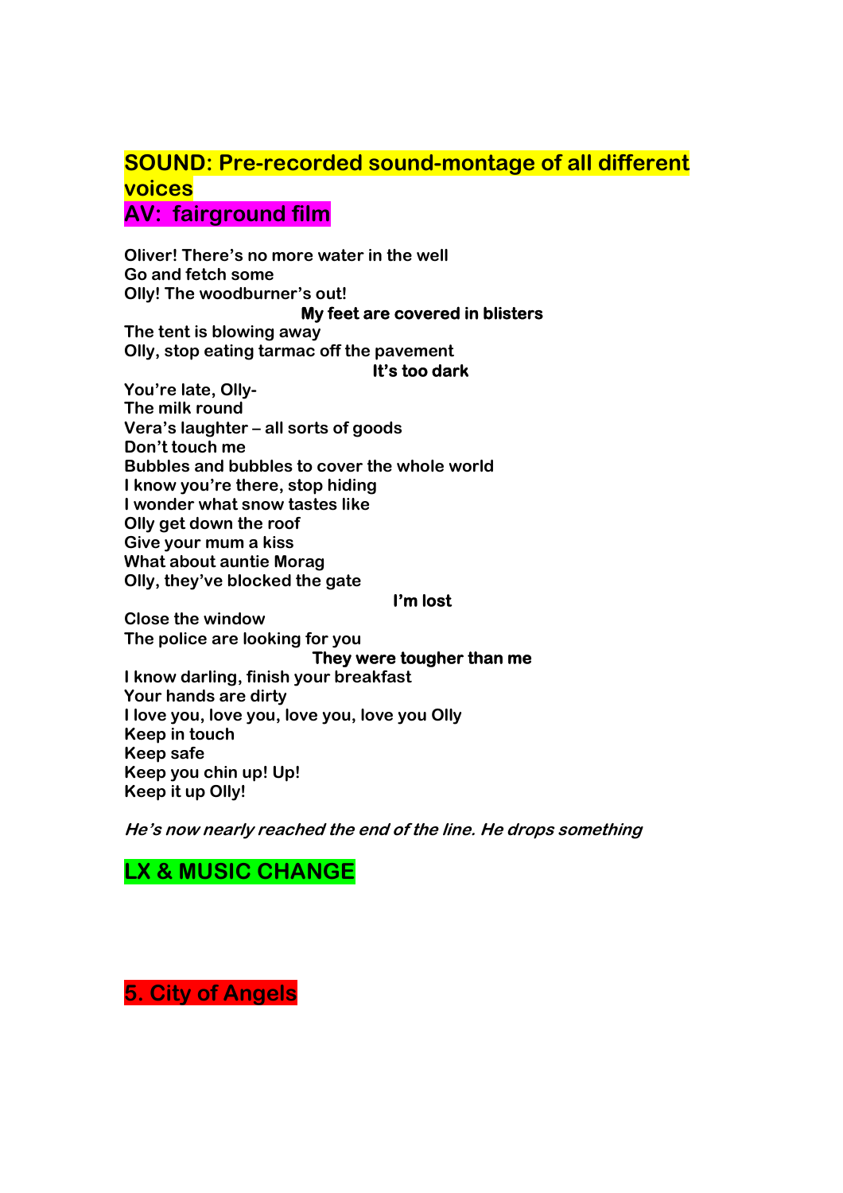**SOUND: Pre-recorded sound-montage of all different voices**

**AV: fairground film**

**Oliver! There's no more water in the well**
**Go and fetch some**
**Olly! The woodburner's out!**
**My feet are covered in blisters**
**The tent is blowing away**
**Olly, stop eating tarmac off the pavement**
**It's too dark**
**You're late, Olly-**
**The milk round**
**Vera's laughter – all sorts of goods**
**Don't touch me**
**Bubbles and bubbles to cover the whole world**
**I know you're there, stop hiding**
**I wonder what snow tastes like**
**Olly get down the roof**
**Give your mum a kiss**
**What about auntie Morag**
**Olly, they've blocked the gate**
**I'm lost**
**Close the window**
**The police are looking for you**
**They were tougher than me**
**I know darling, finish your breakfast**
**Your hands are dirty**
**I love you, love you, love you, love you Olly**
**Keep in touch**
**Keep safe**
**Keep you chin up! Up!**
**Keep it up Olly!**

***He's now nearly reached the end of the line. He drops something***

**LX & MUSIC CHANGE**

## 5. City of Angels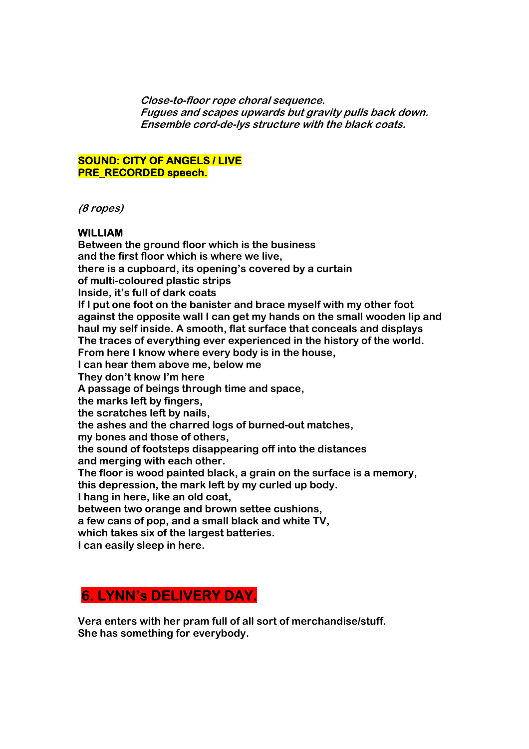***Close-to-floor rope choral sequence.***
***Fugues and scapes upwards but gravity pulls back down.***
***Ensemble cord-de-lys structure with the black coats.***

**SOUND: CITY OF ANGELS / LIVE**
**PRE_RECORDED speech.**

***(8 ropes)***

**WILLIAM**
**Between the ground floor which is the business**
**and the first floor which is where we live,**
**there is a cupboard, its opening's covered by a curtain**
**of multi-coloured plastic strips**
**Inside, it's full of dark coats**
**If I put one foot on the banister and brace myself with my other foot**
**against the opposite wall I can get my hands on the small wooden lip and**
**haul my self inside. A smooth, flat surface that conceals and displays**
**The traces of everything ever experienced in the history of the world.**
**From here I know where every body is in the house,**
**I can hear them above me, below me**
**They don't know I'm here**
**A passage of beings through time and space,**
**the marks left by fingers,**
**the scratches left by nails,**
**the ashes and the charred logs of burned-out matches,**
**my bones and those of others,**
**the sound of footsteps disappearing off into the distances**
**and merging with each other.**
**The floor is wood painted black, a grain on the surface is a memory,**
**this depression, the mark left by my curled up body.**
**I hang in here, like an old coat,**
**between two orange and brown settee cushions,**
**a few cans of pop, and a small black and white TV,**
**which takes six of the largest batteries.**
**I can easily sleep in here.**

## 6. LYNN's DELIVERY DAY.

**Vera enters with her pram full of all sort of merchandise/stuff.**
**She has something for everybody.**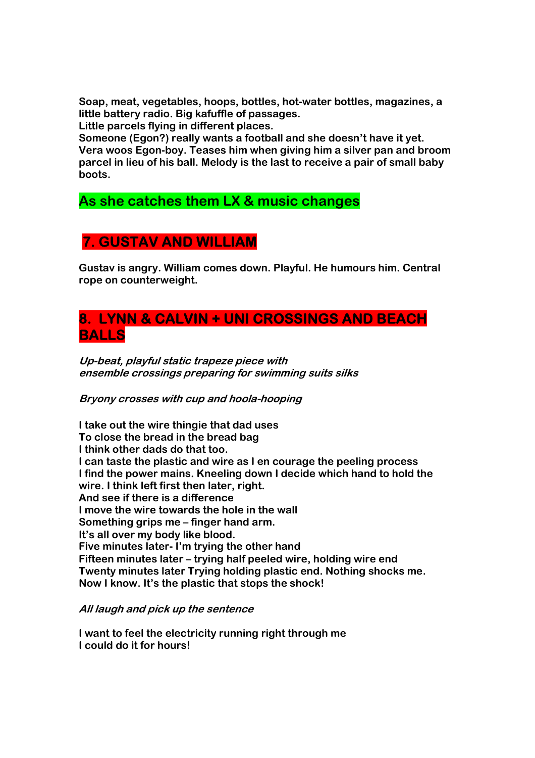**Soap, meat, vegetables, hoops, bottles, hot-water bottles, magazines, a little battery radio. Big kafuffle of passages.**
**Little parcels flying in different places.**
**Someone (Egon?) really wants a football and she doesn't have it yet.**
**Vera woos Egon-boy. Teases him when giving him a silver pan and broom parcel in lieu of his ball. Melody is the last to receive a pair of small baby boots.**

## As she catches them LX & music changes

## 7. GUSTAV AND WILLIAM

**Gustav is angry. William comes down. Playful. He humours him. Central rope on counterweight.**

## 8. LYNN & CALVIN + UNI CROSSINGS AND BEACH BALLS

***Up-beat, playful static trapeze piece with***
***ensemble crossings preparing for swimming suits silks***

***Bryony crosses with cup and hoola-hooping***

**I take out the wire thingie that dad uses**
**To close the bread in the bread bag**
**I think other dads do that too.**
**I can taste the plastic and wire as I en courage the peeling process**
**I find the power mains. Kneeling down I decide which hand to hold the wire. I think left first then later, right.**
**And see if there is a difference**
**I move the wire towards the hole in the wall**
**Something grips me – finger hand arm.**
**It's all over my body like blood.**
**Five minutes later- I'm trying the other hand**
**Fifteen minutes later – trying half peeled wire, holding wire end**
**Twenty minutes later Trying holding plastic end. Nothing shocks me.**
**Now I know. It's the plastic that stops the shock!**

***All laugh and pick up the sentence***

**I want to feel the electricity running right through me**
**I could do it for hours!**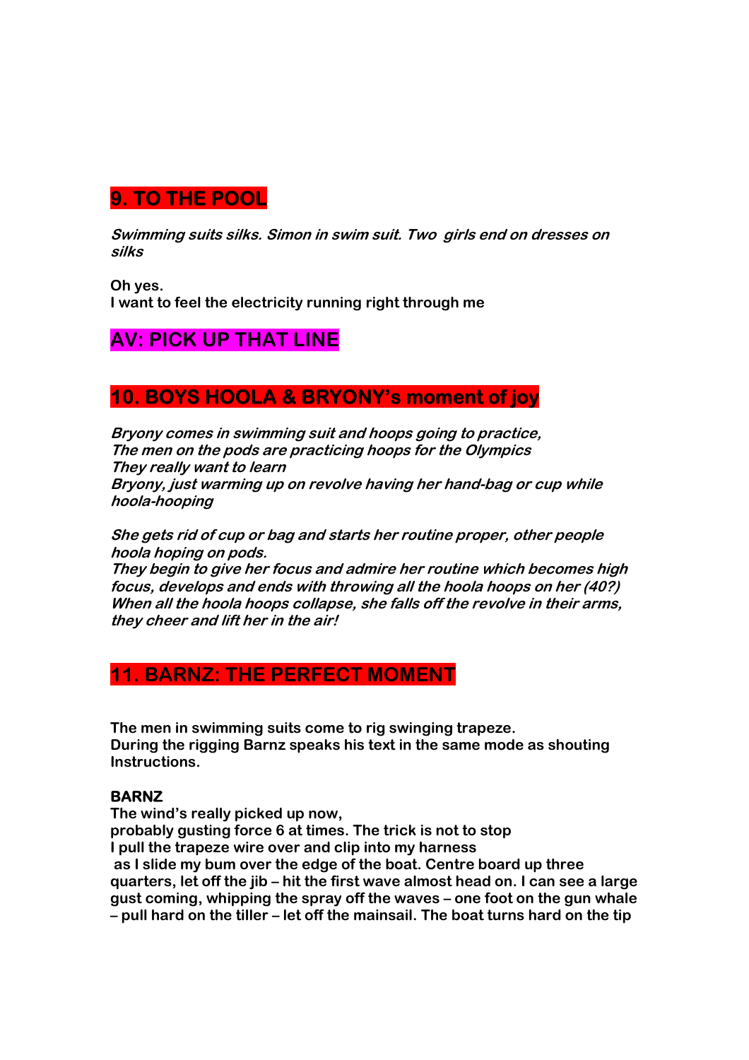## 9. TO THE POOL

***Swimming suits silks. Simon in swim suit. Two girls end on dresses on silks***

**Oh yes.**
**I want to feel the electricity running right through me**

## AV: PICK UP THAT LINE

## 10. BOYS HOOLA & BRYONY's moment of joy

***Bryony comes in swimming suit and hoops going to practice,***
***The men on the pods are practicing hoops for the Olympics***
***They really want to learn***
***Bryony, just warming up on revolve having her hand-bag or cup while hoola-hooping***

***She gets rid of cup or bag and starts her routine proper, other people hoola hoping on pods.***
***They begin to give her focus and admire her routine which becomes high focus, develops and ends with throwing all the hoola hoops on her (40?)***
***When all the hoola hoops collapse, she falls off the revolve in their arms, they cheer and lift her in the air!***

## 11. BARNZ: THE PERFECT MOMENT

**The men in swimming suits come to rig swinging trapeze.**
**During the rigging Barnz speaks his text in the same mode as shouting Instructions.**

**BARNZ**
**The wind's really picked up now,**
**probably gusting force 6 at times. The trick is not to stop**
**I pull the trapeze wire over and clip into my harness**
**as I slide my bum over the edge of the boat. Centre board up three quarters, let off the jib – hit the first wave almost head on. I can see a large gust coming, whipping the spray off the waves – one foot on the gun whale – pull hard on the tiller – let off the mainsail. The boat turns hard on the tip**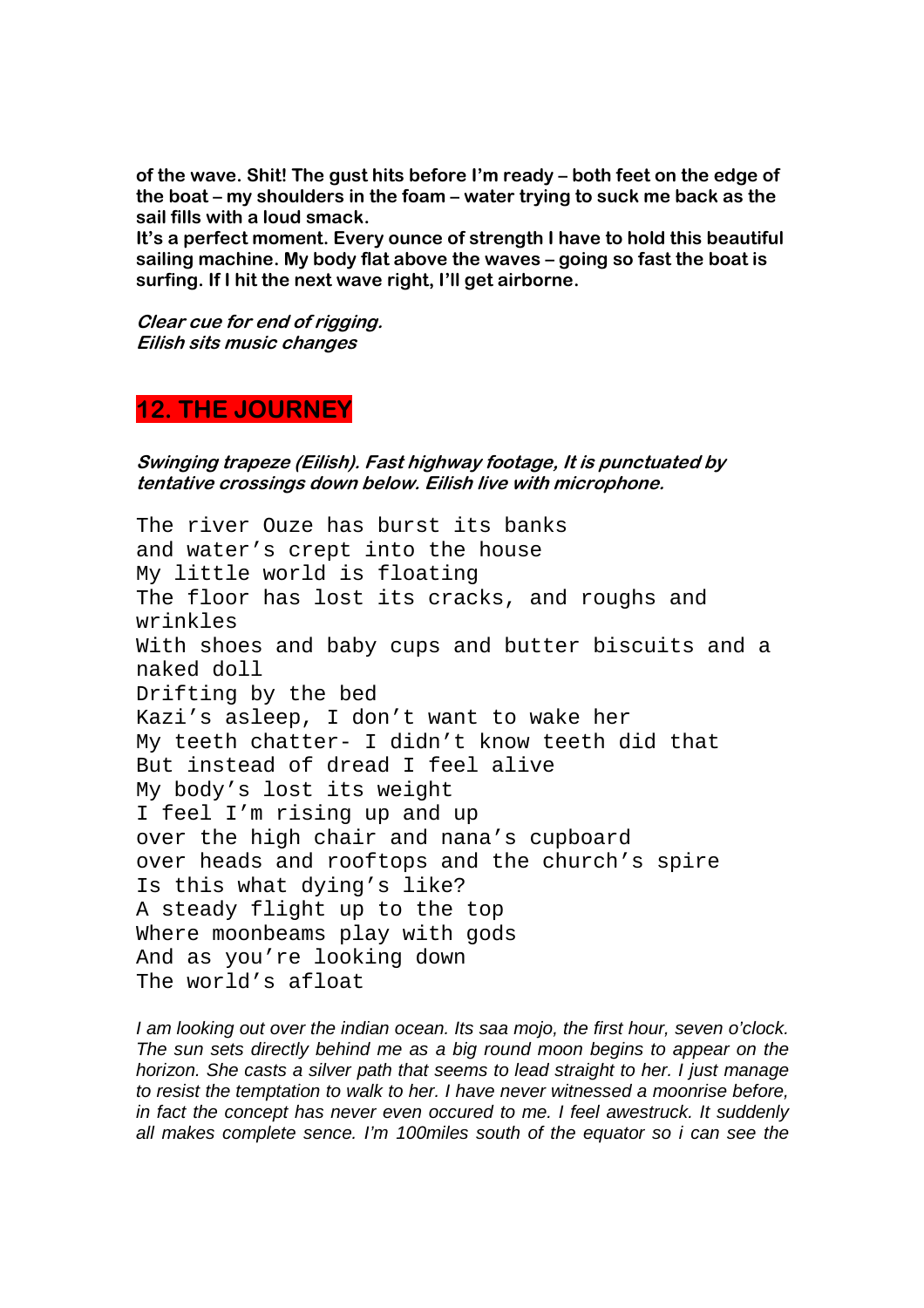**of the wave. Shit! The gust hits before I'm ready – both feet on the edge of the boat – my shoulders in the foam – water trying to suck me back as the sail fills with a loud smack.**
**It's a perfect moment. Every ounce of strength I have to hold this beautiful sailing machine. My body flat above the waves – going so fast the boat is surfing. If I hit the next wave right, I'll get airborne.**

***Clear cue for end of rigging.***
***Eilish sits music changes***

## 12. THE JOURNEY

***Swinging trapeze (Eilish). Fast highway footage, It is punctuated by tentative crossings down below. Eilish live with microphone.***

```
The river Ouze has burst its banks
and water's crept into the house
My little world is floating
The floor has lost its cracks, and roughs and
wrinkles
With shoes and baby cups and butter biscuits and a
naked doll
Drifting by the bed
Kazi's asleep, I don't want to wake her
My teeth chatter- I didn't know teeth did that
But instead of dread I feel alive
My body's lost its weight
I feel I'm rising up and up
over the high chair and nana's cupboard
over heads and rooftops and the church's spire
Is this what dying's like?
A steady flight up to the top
Where moonbeams play with gods
And as you're looking down
The world's afloat
```

*I am looking out over the indian ocean. Its saa mojo, the first hour, seven o'clock. The sun sets directly behind me as a big round moon begins to appear on the horizon. She casts a silver path that seems to lead straight to her. I just manage to resist the temptation to walk to her. I have never witnessed a moonrise before, in fact the concept has never even occured to me. I feel awestruck. It suddenly all makes complete sence. I'm 100miles south of the equator so i can see the*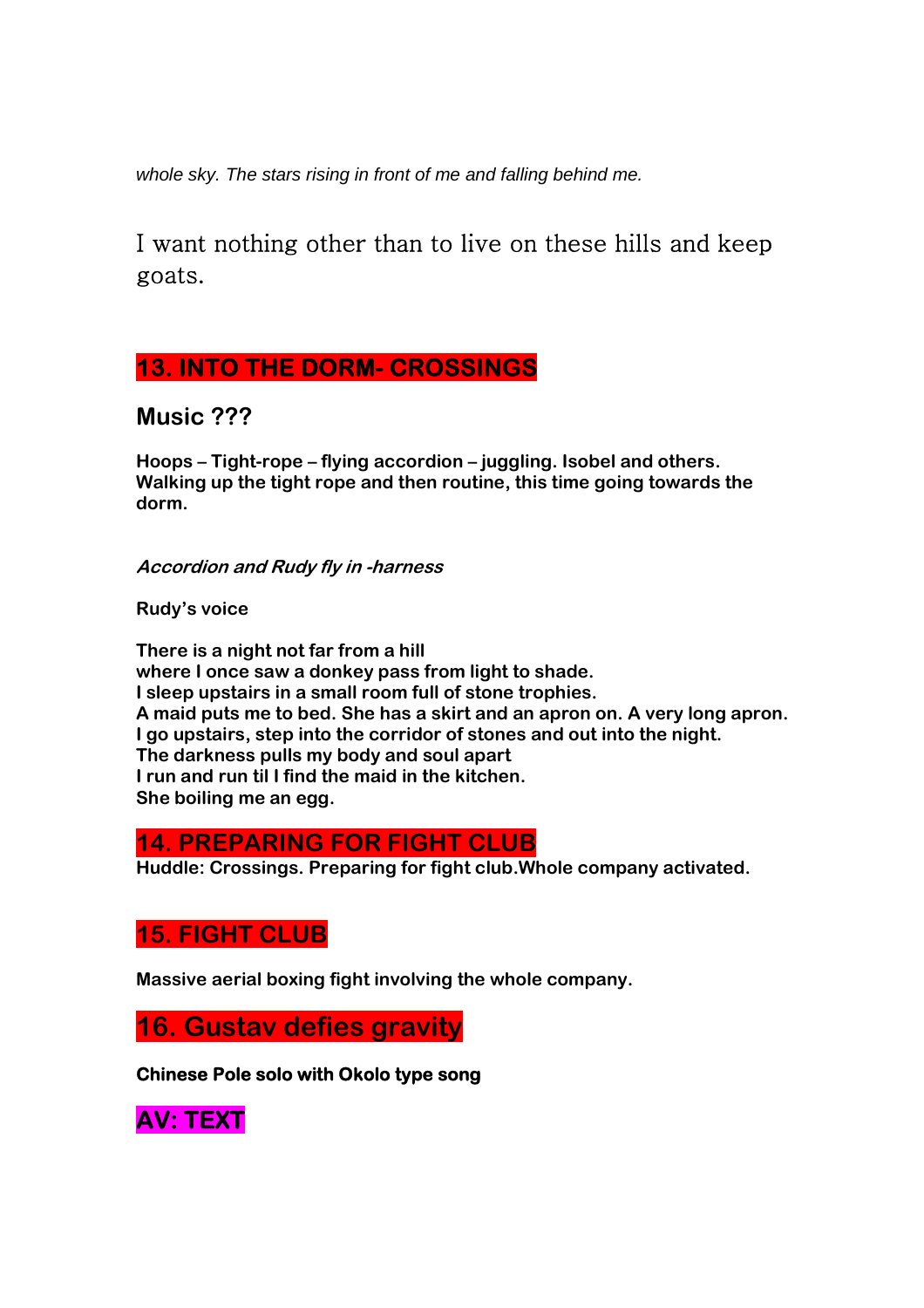*whole sky. The stars rising in front of me and falling behind me.*

I want nothing other than to live on these hills and keep goats.

## 13. INTO THE DORM- CROSSINGS

### Music ???

**Hoops – Tight-rope – flying accordion – juggling. Isobel and others. Walking up the tight rope and then routine, this time going towards the dorm.**

***Accordion and Rudy fly in -harness***

**Rudy's voice**

**There is a night not far from a hill**
**where I once saw a donkey pass from light to shade.**
**I sleep upstairs in a small room full of stone trophies.**
**A maid puts me to bed. She has a skirt and an apron on. A very long apron.**
**I go upstairs, step into the corridor of stones and out into the night.**
**The darkness pulls my body and soul apart**
**I run and run til I find the maid in the kitchen.**
**She boiling me an egg.**

## 14. PREPARING FOR FIGHT CLUB

**Huddle: Crossings. Preparing for fight club.Whole company activated.**

## 15. FIGHT CLUB

**Massive aerial boxing fight involving the whole company.**

## 16. Gustav defies gravity

**Chinese Pole solo with Okolo type song**

## AV: TEXT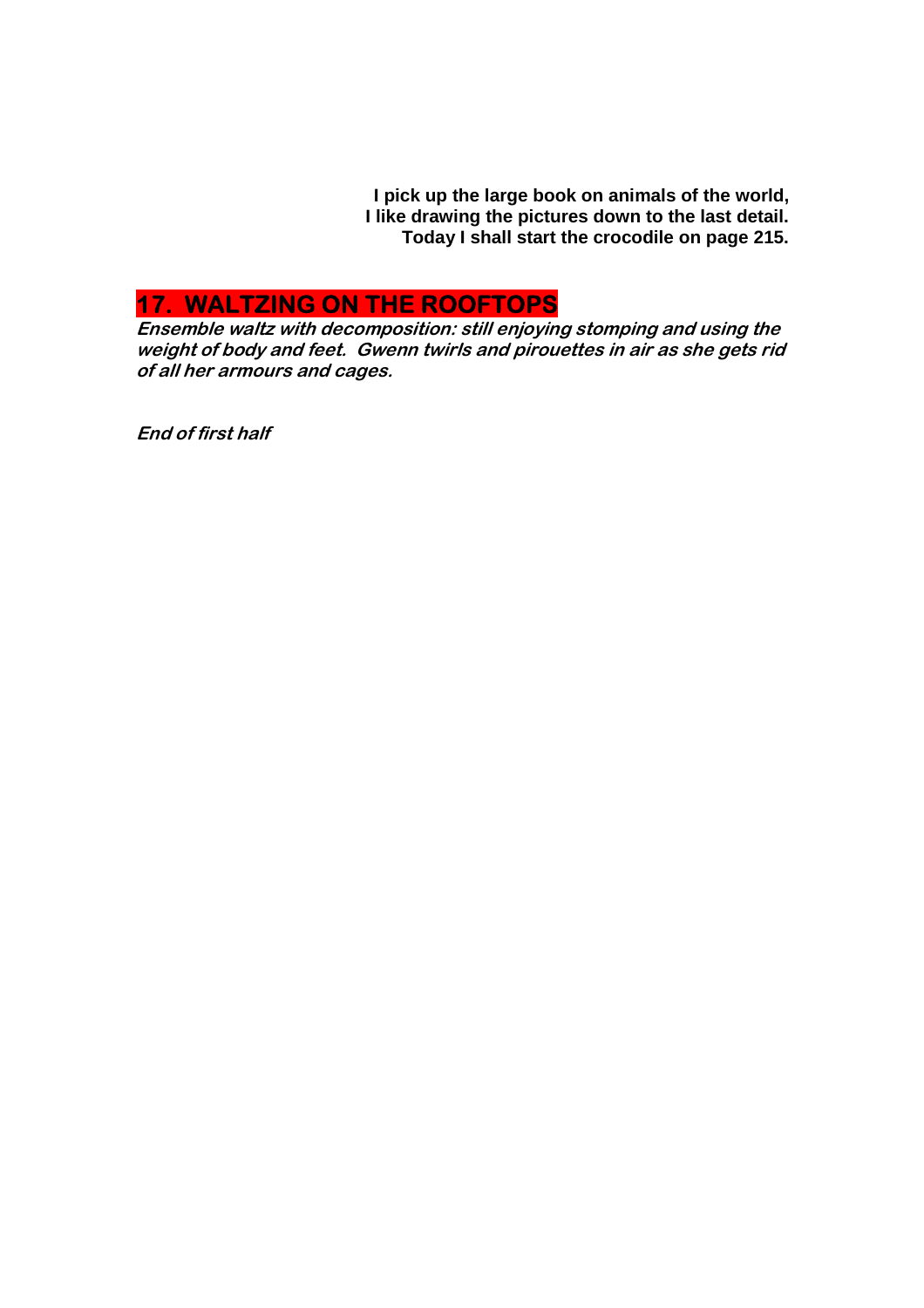**I pick up the large book on animals of the world,**
**I like drawing the pictures down to the last detail.**
**Today I shall start the crocodile on page 215.**

## 17. WALTZING ON THE ROOFTOPS

***Ensemble waltz with decomposition: still enjoying stomping and using the weight of body and feet. Gwenn twirls and pirouettes in air as she gets rid of all her armours and cages.***

***End of first half***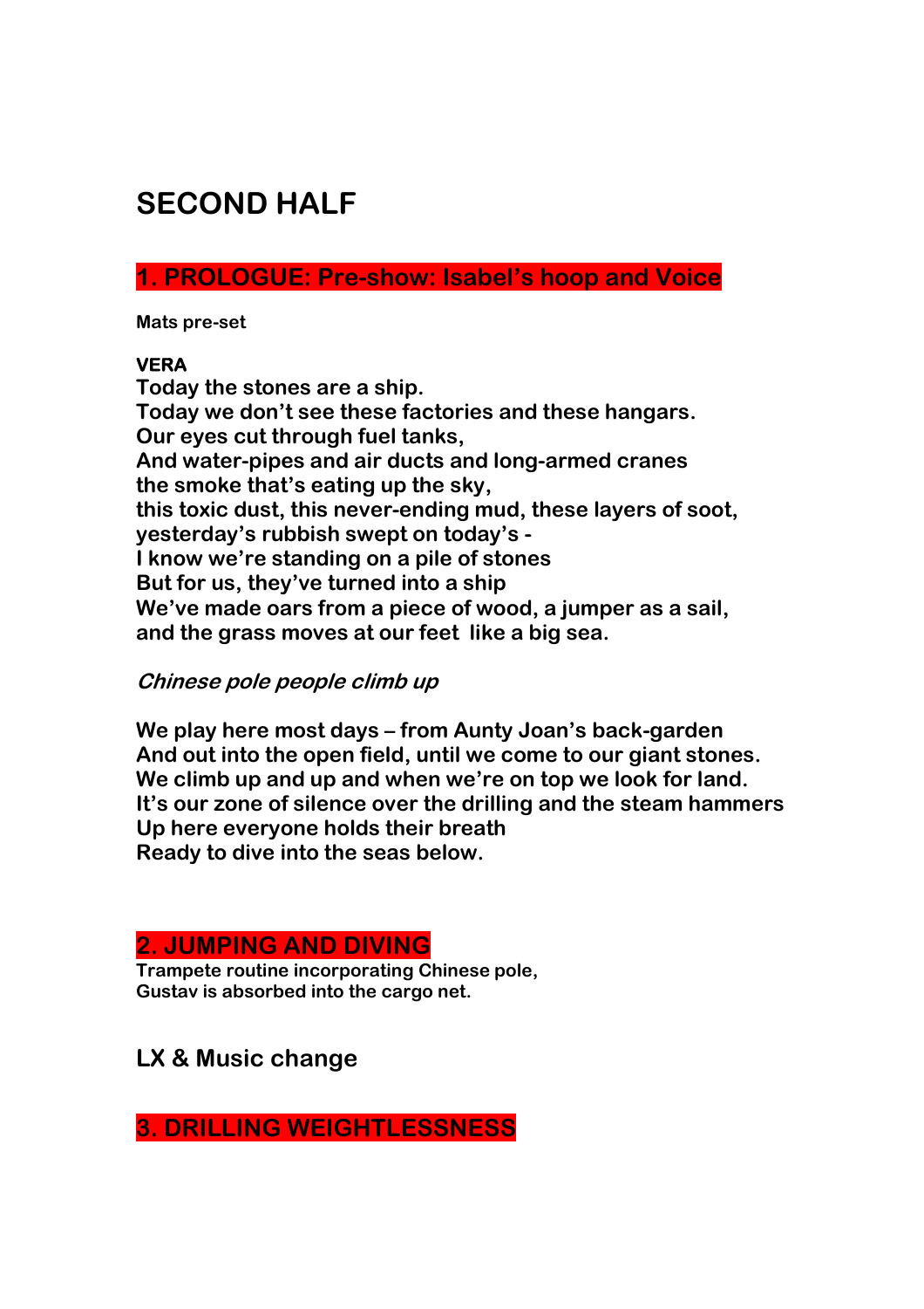# SECOND HALF

## 1. PROLOGUE: Pre-show: Isabel's hoop and Voice

**Mats pre-set**

**VERA**

**Today the stones are a ship.**
**Today we don't see these factories and these hangars.**
**Our eyes cut through fuel tanks,**
**And water-pipes and air ducts and long-armed cranes**
**the smoke that's eating up the sky,**
**this toxic dust, this never-ending mud, these layers of soot,**
**yesterday's rubbish swept on today's -**
**I know we're standing on a pile of stones**
**But for us, they've turned into a ship**
**We've made oars from a piece of wood, a jumper as a sail,**
**and the grass moves at our feet like a big sea.**

***Chinese pole people climb up***

**We play here most days – from Aunty Joan's back-garden**
**And out into the open field, until we come to our giant stones.**
**We climb up and up and when we're on top we look for land.**
**It's our zone of silence over the drilling and the steam hammers**
**Up here everyone holds their breath**
**Ready to dive into the seas below.**

## 2. JUMPING AND DIVING

**Trampete routine incorporating Chinese pole,**
**Gustav is absorbed into the cargo net.**

### LX & Music change

## 3. DRILLING WEIGHTLESSNESS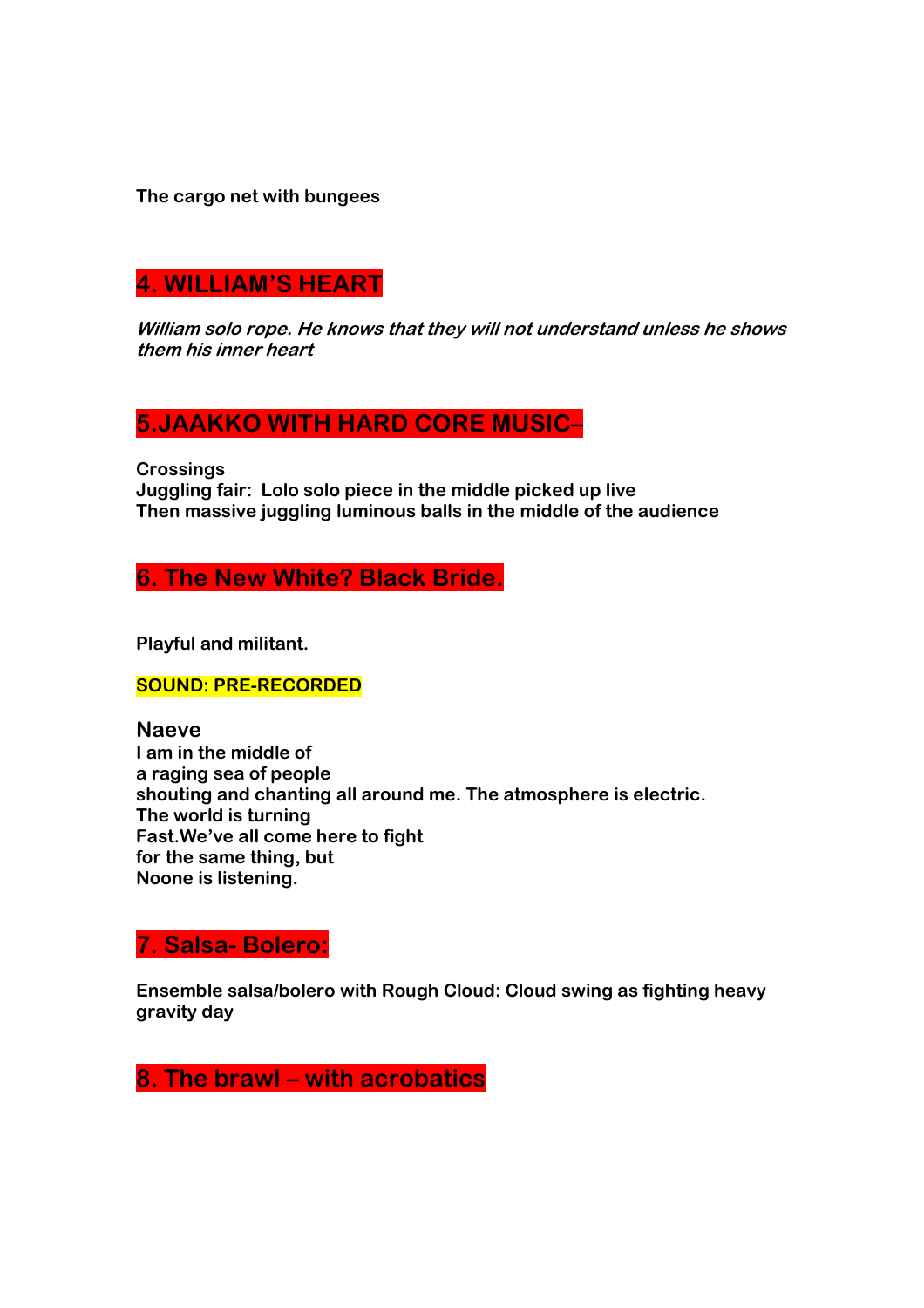**The cargo net with bungees**

## 4. WILLIAM'S HEART

***William solo rope. He knows that they will not understand unless he shows them his inner heart***

## 5.JAAKKO WITH HARD CORE MUSIC–

**Crossings**
**Juggling fair:  Lolo solo piece in the middle picked up live**
**Then massive juggling luminous balls in the middle of the audience**

## 6. The New White? Black Bride.

**Playful and militant.**

**SOUND: PRE-RECORDED**

**Naeve**
**I am in the middle of**
**a raging sea of people**
**shouting and chanting all around me. The atmosphere is electric.**
**The world is turning**
**Fast.We've all come here to fight**
**for the same thing, but**
**Noone is listening.**

## 7. Salsa- Bolero:

**Ensemble salsa/bolero with Rough Cloud: Cloud swing as fighting heavy gravity day**

## 8. The brawl – with acrobatics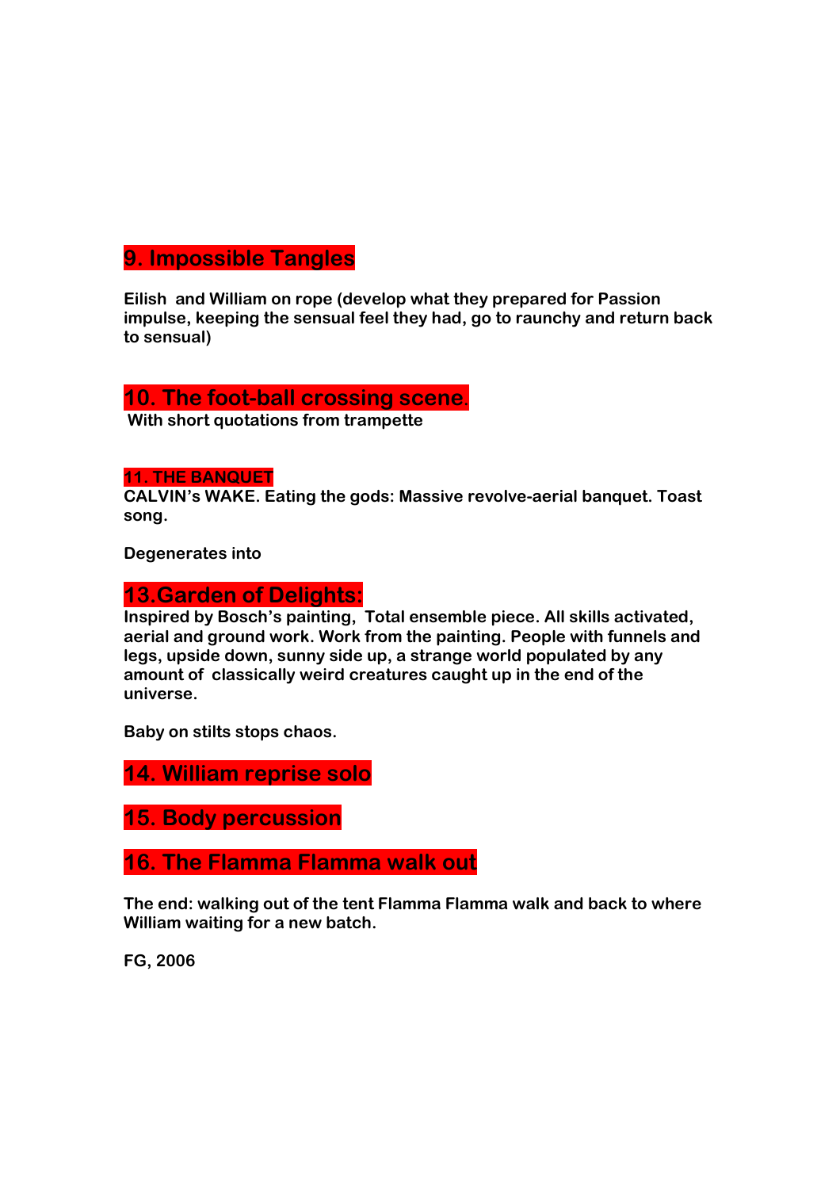## 9. Impossible Tangles

**Eilish and William on rope (develop what they prepared for Passion impulse, keeping the sensual feel they had, go to raunchy and return back to sensual)**

## 10. The foot-ball crossing scene.

**With short quotations from trampette**

### 11. THE BANQUET

**CALVIN's WAKE. Eating the gods: Massive revolve-aerial banquet. Toast song.**

**Degenerates into**

## 13.Garden of Delights:

**Inspired by Bosch's painting, Total ensemble piece. All skills activated, aerial and ground work. Work from the painting. People with funnels and legs, upside down, sunny side up, a strange world populated by any amount of classically weird creatures caught up in the end of the universe.**

**Baby on stilts stops chaos.**

## 14. William reprise solo

## 15. Body percussion

## 16. The Flamma Flamma walk out

**The end: walking out of the tent Flamma Flamma walk and back to where William waiting for a new batch.**

**FG, 2006**